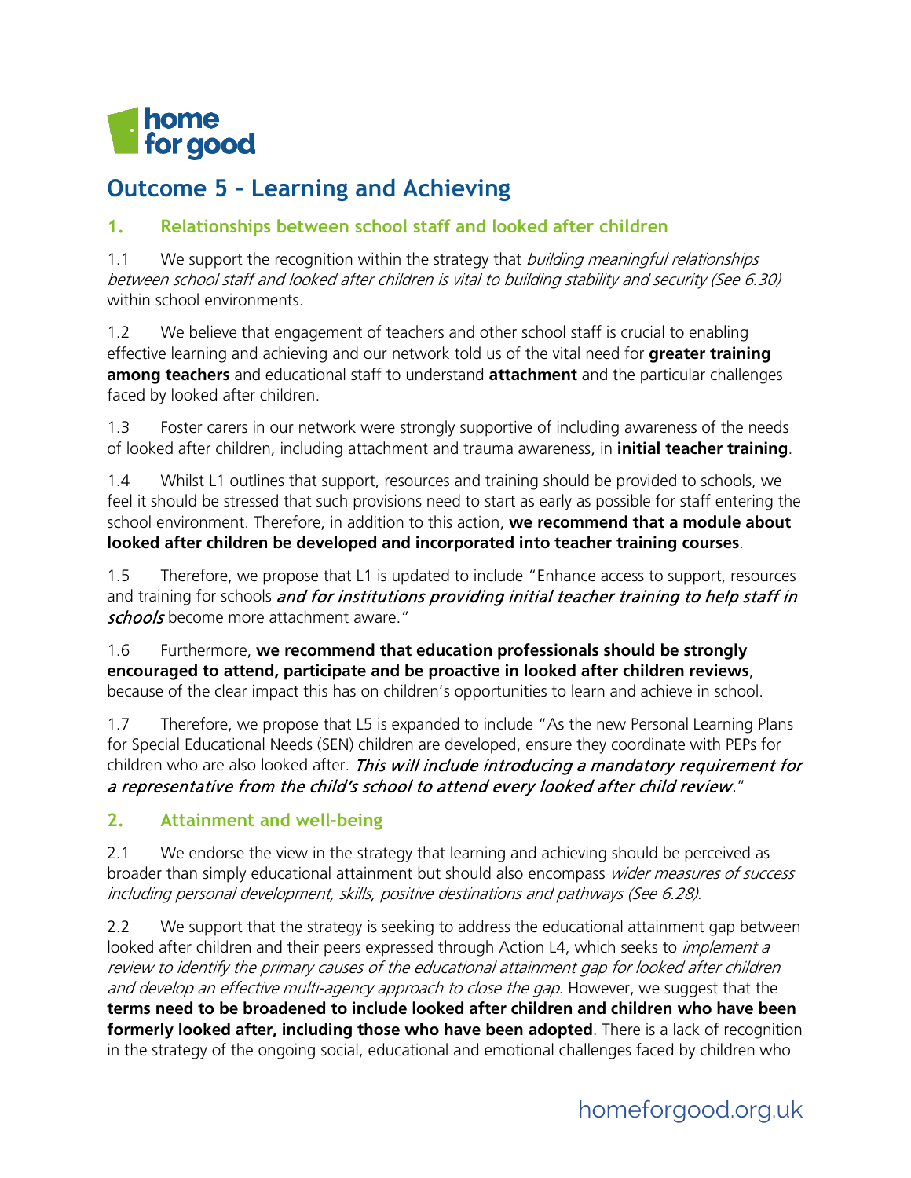# Outcome 5 – Learning and Achieving

## 1. Relationships between school staff and looked after children

1.1 We support the recognition within the strategy that *building meaningful relationships between school staff and looked after children is vital to building stability and security (See 6.30)* within school environments.

1.2 We believe that engagement of teachers and other school staff is crucial to enabling effective learning and achieving and our network told us of the vital need for **greater training among teachers** and educational staff to understand **attachment** and the particular challenges faced by looked after children.

1.3 Foster carers in our network were strongly supportive of including awareness of the needs of looked after children, including attachment and trauma awareness, in **initial teacher training**.

1.4 Whilst L1 outlines that support, resources and training should be provided to schools, we feel it should be stressed that such provisions need to start as early as possible for staff entering the school environment. Therefore, in addition to this action, **we recommend that a module about looked after children be developed and incorporated into teacher training courses**.

1.5 Therefore, we propose that L1 is updated to include "Enhance access to support, resources and training for schools *and for institutions providing initial teacher training to help staff in schools* become more attachment aware."

1.6 Furthermore, **we recommend that education professionals should be strongly encouraged to attend, participate and be proactive in looked after children reviews**, because of the clear impact this has on children's opportunities to learn and achieve in school.

1.7 Therefore, we propose that L5 is expanded to include "As the new Personal Learning Plans for Special Educational Needs (SEN) children are developed, ensure they coordinate with PEPs for children who are also looked after. *This will include introducing a mandatory requirement for a representative from the child's school to attend every looked after child review*."

## 2. Attainment and well-being

2.1 We endorse the view in the strategy that learning and achieving should be perceived as broader than simply educational attainment but should also encompass *wider measures of success including personal development, skills, positive destinations and pathways (See 6.28).*

2.2 We support that the strategy is seeking to address the educational attainment gap between looked after children and their peers expressed through Action L4, which seeks to *implement a review to identify the primary causes of the educational attainment gap for looked after children and develop an effective multi-agency approach to close the gap*. However, we suggest that the **terms need to be broadened to include looked after children and children who have been formerly looked after, including those who have been adopted**. There is a lack of recognition in the strategy of the ongoing social, educational and emotional challenges faced by children who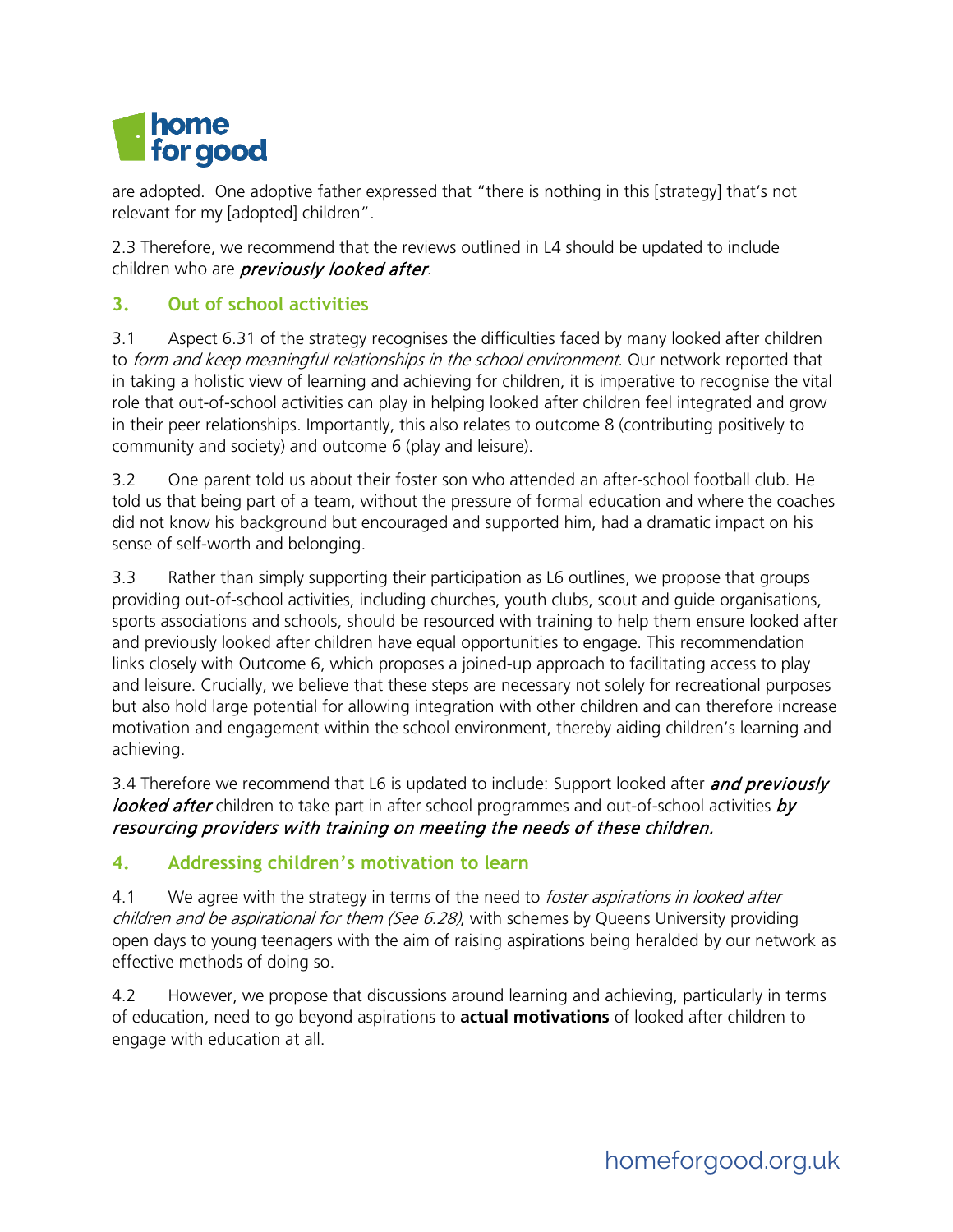are adopted. One adoptive father expressed that "there is nothing in this [strategy] that's not relevant for my [adopted] children".

2.3 Therefore, we recommend that the reviews outlined in L4 should be updated to include children who are ***previously looked after***.

## 3. Out of school activities

3.1 Aspect 6.31 of the strategy recognises the difficulties faced by many looked after children to *form and keep meaningful relationships in the school environment*. Our network reported that in taking a holistic view of learning and achieving for children, it is imperative to recognise the vital role that out-of-school activities can play in helping looked after children feel integrated and grow in their peer relationships. Importantly, this also relates to outcome 8 (contributing positively to community and society) and outcome 6 (play and leisure).

3.2 One parent told us about their foster son who attended an after-school football club. He told us that being part of a team, without the pressure of formal education and where the coaches did not know his background but encouraged and supported him, had a dramatic impact on his sense of self-worth and belonging.

3.3 Rather than simply supporting their participation as L6 outlines, we propose that groups providing out-of-school activities, including churches, youth clubs, scout and guide organisations, sports associations and schools, should be resourced with training to help them ensure looked after and previously looked after children have equal opportunities to engage. This recommendation links closely with Outcome 6, which proposes a joined-up approach to facilitating access to play and leisure. Crucially, we believe that these steps are necessary not solely for recreational purposes but also hold large potential for allowing integration with other children and can therefore increase motivation and engagement within the school environment, thereby aiding children's learning and achieving.

3.4 Therefore we recommend that L6 is updated to include: Support looked after ***and previously looked after*** children to take part in after school programmes and out-of-school activities ***by resourcing providers with training on meeting the needs of these children.***

## 4. Addressing children's motivation to learn

4.1 We agree with the strategy in terms of the need to *foster aspirations in looked after children and be aspirational for them (See 6.28)*, with schemes by Queens University providing open days to young teenagers with the aim of raising aspirations being heralded by our network as effective methods of doing so.

4.2 However, we propose that discussions around learning and achieving, particularly in terms of education, need to go beyond aspirations to **actual motivations** of looked after children to engage with education at all.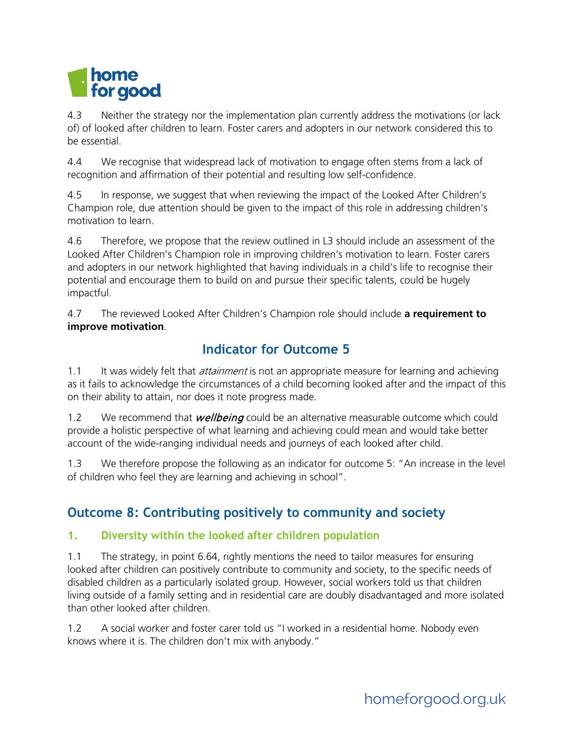4.3 Neither the strategy nor the implementation plan currently address the motivations (or lack of) of looked after children to learn. Foster carers and adopters in our network considered this to be essential.

4.4 We recognise that widespread lack of motivation to engage often stems from a lack of recognition and affirmation of their potential and resulting low self-confidence.

4.5 In response, we suggest that when reviewing the impact of the Looked After Children's Champion role, due attention should be given to the impact of this role in addressing children's motivation to learn.

4.6 Therefore, we propose that the review outlined in L3 should include an assessment of the Looked After Children's Champion role in improving children's motivation to learn. Foster carers and adopters in our network highlighted that having individuals in a child's life to recognise their potential and encourage them to build on and pursue their specific talents, could be hugely impactful.

4.7 The reviewed Looked After Children's Champion role should include **a requirement to improve motivation**.

## Indicator for Outcome 5

1.1 It was widely felt that *attainment* is not an appropriate measure for learning and achieving as it fails to acknowledge the circumstances of a child becoming looked after and the impact of this on their ability to attain, nor does it note progress made.

1.2 We recommend that ***wellbeing*** could be an alternative measurable outcome which could provide a holistic perspective of what learning and achieving could mean and would take better account of the wide-ranging individual needs and journeys of each looked after child.

1.3 We therefore propose the following as an indicator for outcome 5: "An increase in the level of children who feel they are learning and achieving in school".

## Outcome 8: Contributing positively to community and society

### 1. Diversity within the looked after children population

1.1 The strategy, in point 6.64, rightly mentions the need to tailor measures for ensuring looked after children can positively contribute to community and society, to the specific needs of disabled children as a particularly isolated group. However, social workers told us that children living outside of a family setting and in residential care are doubly disadvantaged and more isolated than other looked after children.

1.2 A social worker and foster carer told us "I worked in a residential home. Nobody even knows where it is. The children don't mix with anybody."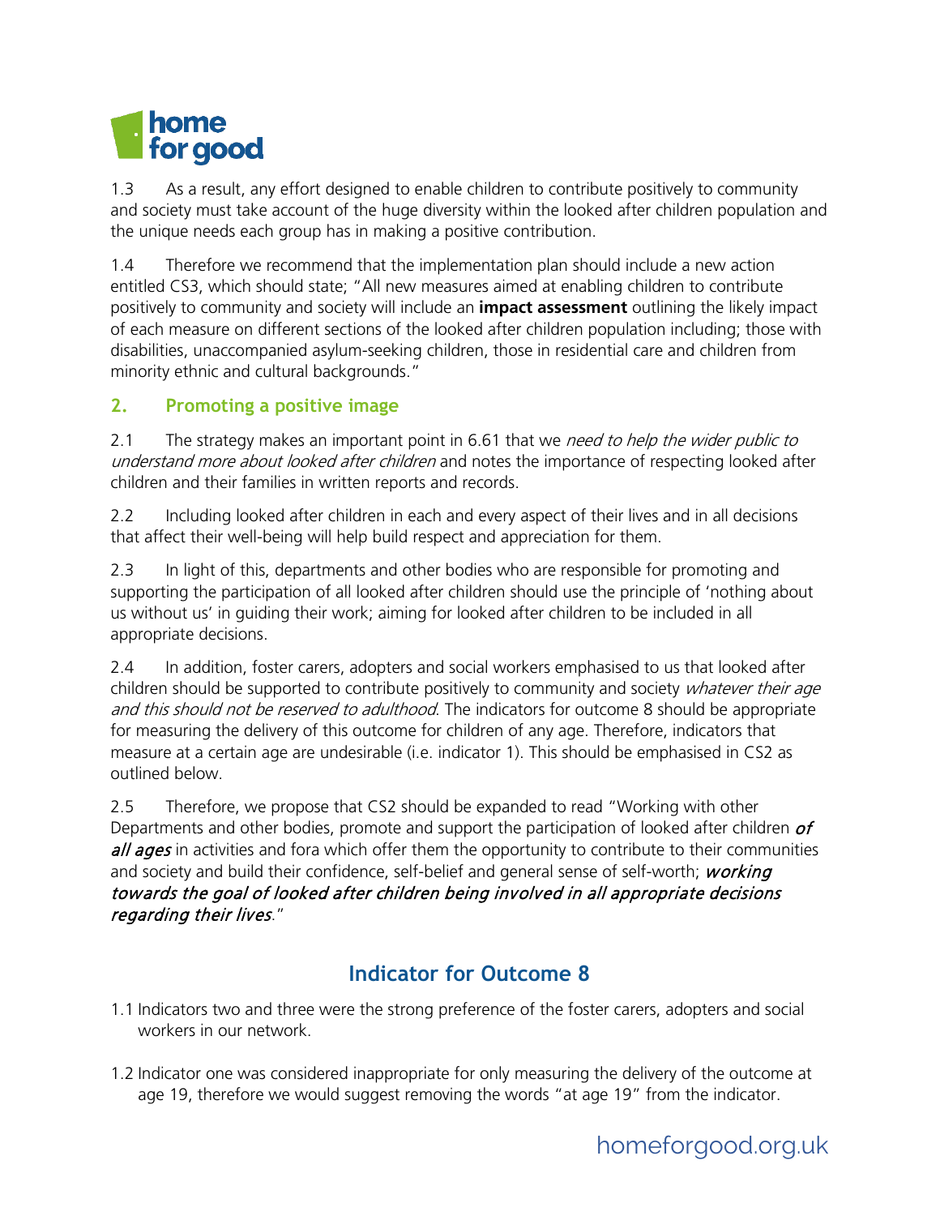1.3 As a result, any effort designed to enable children to contribute positively to community and society must take account of the huge diversity within the looked after children population and the unique needs each group has in making a positive contribution.

1.4 Therefore we recommend that the implementation plan should include a new action entitled CS3, which should state; "All new measures aimed at enabling children to contribute positively to community and society will include an **impact assessment** outlining the likely impact of each measure on different sections of the looked after children population including; those with disabilities, unaccompanied asylum-seeking children, those in residential care and children from minority ethnic and cultural backgrounds."

## 2. Promoting a positive image

2.1 The strategy makes an important point in 6.61 that we *need to help the wider public to understand more about looked after children* and notes the importance of respecting looked after children and their families in written reports and records.

2.2 Including looked after children in each and every aspect of their lives and in all decisions that affect their well-being will help build respect and appreciation for them.

2.3 In light of this, departments and other bodies who are responsible for promoting and supporting the participation of all looked after children should use the principle of 'nothing about us without us' in guiding their work; aiming for looked after children to be included in all appropriate decisions.

2.4 In addition, foster carers, adopters and social workers emphasised to us that looked after children should be supported to contribute positively to community and society *whatever their age and this should not be reserved to adulthood*. The indicators for outcome 8 should be appropriate for measuring the delivery of this outcome for children of any age. Therefore, indicators that measure at a certain age are undesirable (i.e. indicator 1). This should be emphasised in CS2 as outlined below.

2.5 Therefore, we propose that CS2 should be expanded to read "Working with other Departments and other bodies, promote and support the participation of looked after children ***of all ages*** in activities and fora which offer them the opportunity to contribute to their communities and society and build their confidence, self-belief and general sense of self-worth; ***working towards the goal of looked after children being involved in all appropriate decisions regarding their lives***."

## Indicator for Outcome 8

1.1 Indicators two and three were the strong preference of the foster carers, adopters and social workers in our network.

1.2 Indicator one was considered inappropriate for only measuring the delivery of the outcome at age 19, therefore we would suggest removing the words "at age 19" from the indicator.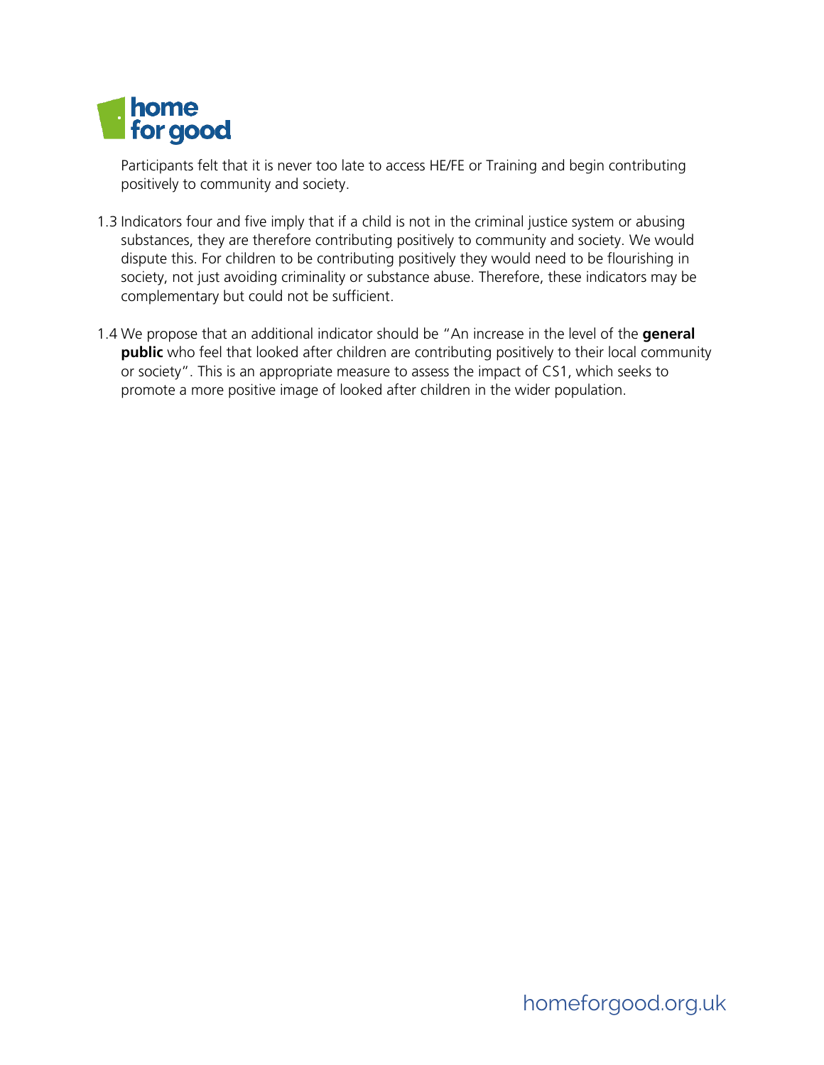Participants felt that it is never too late to access HE/FE or Training and begin contributing positively to community and society.

1.3 Indicators four and five imply that if a child is not in the criminal justice system or abusing substances, they are therefore contributing positively to community and society. We would dispute this. For children to be contributing positively they would need to be flourishing in society, not just avoiding criminality or substance abuse. Therefore, these indicators may be complementary but could not be sufficient.

1.4 We propose that an additional indicator should be "An increase in the level of the **general public** who feel that looked after children are contributing positively to their local community or society". This is an appropriate measure to assess the impact of CS1, which seeks to promote a more positive image of looked after children in the wider population.